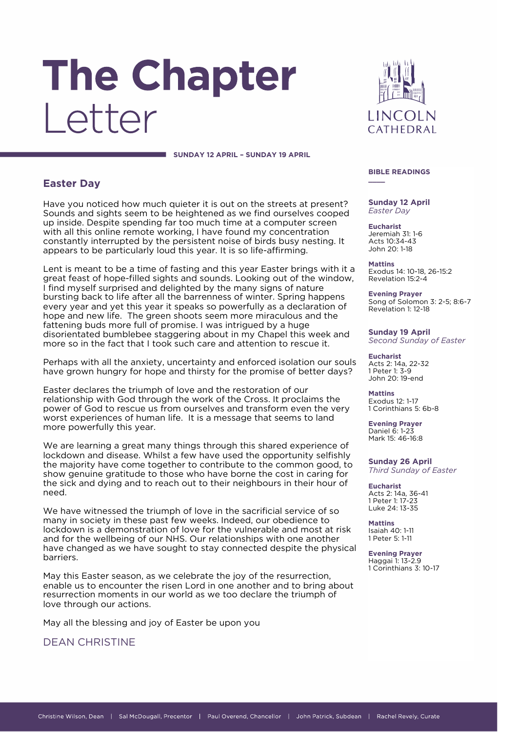# The Chapter Letter

LINCOLN CATHEDRAL

SUNDAY 12 APRIL – SUNDAY 19 APRIL

## Easter Day

Have you noticed how much quieter it is out on the streets at present? Sounds and sights seem to be heightened as we find ourselves cooped up inside. Despite spending far too much time at a computer screen with all this online remote working, I have found my concentration constantly interrupted by the persistent noise of birds busy nesting. It appears to be particularly loud this year. It is so life-affirming.

Lent is meant to be a time of fasting and this year Easter brings with it a great feast of hope-filled sights and sounds. Looking out of the window, I find myself surprised and delighted by the many signs of nature bursting back to life after all the barrenness of winter. Spring happens every year and yet this year it speaks so powerfully as a declaration of hope and new life. The green shoots seem more miraculous and the fattening buds more full of promise. I was intrigued by a huge disorientated bumblebee staggering about in my Chapel this week and more so in the fact that I took such care and attention to rescue it.

Perhaps with all the anxiety, uncertainty and enforced isolation our souls have grown hungry for hope and thirsty for the promise of better days?

Easter declares the triumph of love and the restoration of our relationship with God through the work of the Cross. It proclaims the power of God to rescue us from ourselves and transform even the very worst experiences of human life. It is a message that seems to land more powerfully this year.

We are learning a great many things through this shared experience of lockdown and disease. Whilst a few have used the opportunity selfishly the majority have come together to contribute to the common good, to show genuine gratitude to those who have borne the cost in caring for the sick and dying and to reach out to their neighbours in their hour of need.

We have witnessed the triumph of love in the sacrificial service of so many in society in these past few weeks. Indeed, our obedience to lockdown is a demonstration of love for the vulnerable and most at risk and for the wellbeing of our NHS. Our relationships with one another have changed as we have sought to stay connected despite the physical barriers.

May this Easter season, as we celebrate the joy of the resurrection, enable us to encounter the risen Lord in one another and to bring about resurrection moments in our world as we too declare the triumph of love through our actions.

May all the blessing and joy of Easter be upon you

DEAN CHRISTINE

## BIBLE READINGS

### Sunday 12 April
*Easter Day*

**Eucharist**
Jeremiah 31: 1-6
Acts 10:34-43
John 20: 1-18

**Mattins**
Exodus 14: 10-18, 26-15:2
Revelation 15:2-4

**Evening Prayer**
Song of Solomon 3: 2-5; 8:6-7
Revelation 1: 12-18

### Sunday 19 April
*Second Sunday of Easter*

**Eucharist**
Acts 2: 14a, 22-32
1 Peter 1: 3-9
John 20: 19-end

**Mattins**
Exodus 12: 1-17
1 Corinthians 5: 6b-8

**Evening Prayer**
Daniel 6: 1-23
Mark 15: 46-16:8

### Sunday 26 April
*Third Sunday of Easter*

**Eucharist**
Acts 2: 14a, 36-41
1 Peter 1: 17-23
Luke 24: 13-35

**Mattins**
Isaiah 40: 1-11
1 Peter 5: 1-11

**Evening Prayer**
Haggai 1: 13-2.9
1 Corinthians 3: 10-17

Christine Wilson, Dean | Sal McDougall, Precentor | Paul Overend, Chancellor | John Patrick, Subdean | Rachel Revely, Curate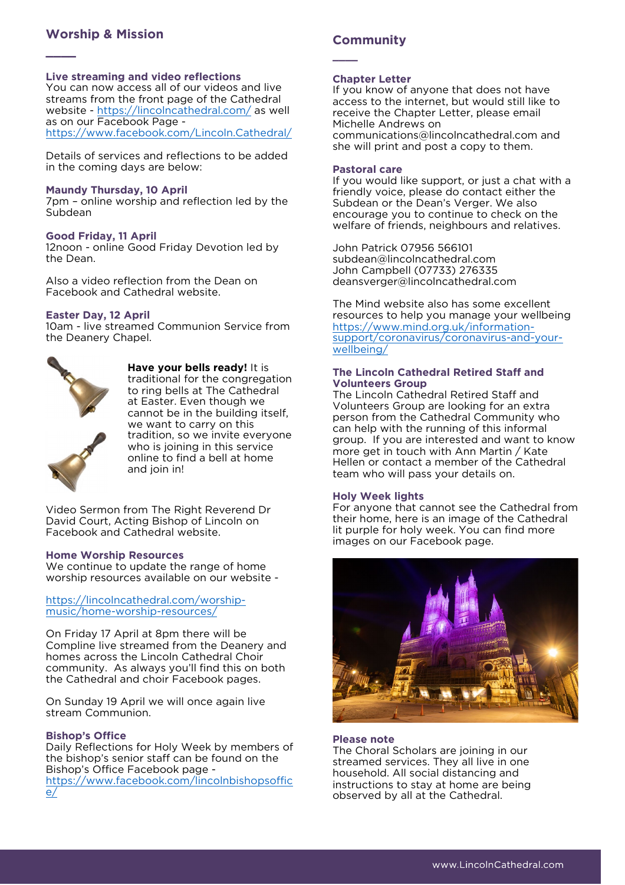## Worship & Mission

### Live streaming and video reflections

You can now access all of our videos and live streams from the front page of the Cathedral website - https://lincolncathedral.com/ as well as on our Facebook Page - https://www.facebook.com/Lincoln.Cathedral/

Details of services and reflections to be added in the coming days are below:

### Maundy Thursday, 10 April

7pm – online worship and reflection led by the Subdean

### Good Friday, 11 April

12noon - online Good Friday Devotion led by the Dean.

Also a video reflection from the Dean on Facebook and Cathedral website.

### Easter Day, 12 April

10am - live streamed Communion Service from the Deanery Chapel.

**Have your bells ready!** It is traditional for the congregation to ring bells at The Cathedral at Easter. Even though we cannot be in the building itself, we want to carry on this tradition, so we invite everyone who is joining in this service online to find a bell at home and join in!

Video Sermon from The Right Reverend Dr David Court, Acting Bishop of Lincoln on Facebook and Cathedral website.

### Home Worship Resources

We continue to update the range of home worship resources available on our website -

https://lincolncathedral.com/worship-music/home-worship-resources/

On Friday 17 April at 8pm there will be Compline live streamed from the Deanery and homes across the Lincoln Cathedral Choir community. As always you'll find this on both the Cathedral and choir Facebook pages.

On Sunday 19 April we will once again live stream Communion.

### Bishop's Office

Daily Reflections for Holy Week by members of the bishop's senior staff can be found on the Bishop's Office Facebook page - https://www.facebook.com/lincolnbishopsoffice/

## Community

### Chapter Letter

If you know of anyone that does not have access to the internet, but would still like to receive the Chapter Letter, please email Michelle Andrews on communications@lincolncathedral.com and she will print and post a copy to them.

### Pastoral care

If you would like support, or just a chat with a friendly voice, please do contact either the Subdean or the Dean's Verger. We also encourage you to continue to check on the welfare of friends, neighbours and relatives.

John Patrick 07956 566101
subdean@lincolncathedral.com
John Campbell (07733) 276335
deansverger@lincolncathedral.com

The Mind website also has some excellent resources to help you manage your wellbeing https://www.mind.org.uk/information-support/coronavirus/coronavirus-and-your-wellbeing/

### The Lincoln Cathedral Retired Staff and Volunteers Group

The Lincoln Cathedral Retired Staff and Volunteers Group are looking for an extra person from the Cathedral Community who can help with the running of this informal group. If you are interested and want to know more get in touch with Ann Martin / Kate Hellen or contact a member of the Cathedral team who will pass your details on.

### Holy Week lights

For anyone that cannot see the Cathedral from their home, here is an image of the Cathedral lit purple for holy week. You can find more images on our Facebook page.

### Please note

The Choral Scholars are joining in our streamed services. They all live in one household. All social distancing and instructions to stay at home are being observed by all at the Cathedral.